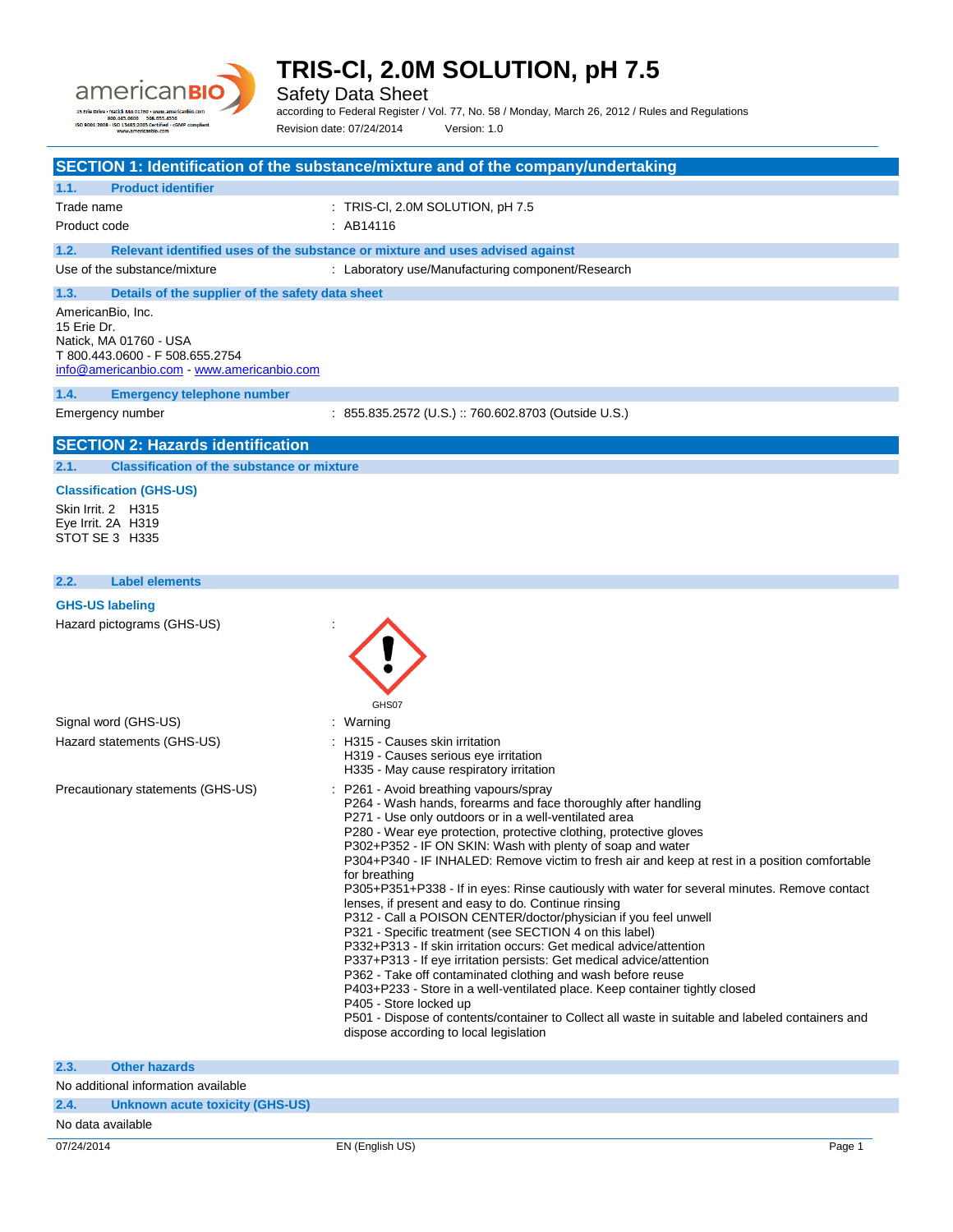# TRIS-Cl, 2.0M SOLUTION, pH 7.5

Safety Data Sheet

according to Federal Register / Vol. 77, No. 58 / Monday, March 26, 2012 / Rules and Regulations

Revision date: 07/24/2014 Version: 1.0

## SECTION 1: Identification of the substance/mixture and of the company/undertaking

### 1.1. Product identifier

Trade name : TRIS-Cl, 2.0M SOLUTION, pH 7.5

Product code : AB14116

### 1.2. Relevant identified uses of the substance or mixture and uses advised against

Use of the substance/mixture : Laboratory use/Manufacturing component/Research

### 1.3. Details of the supplier of the safety data sheet

AmericanBio, Inc.
15 Erie Dr.
Natick, MA 01760 - USA
T 800.443.0600 - F 508.655.2754
info@americanbio.com - www.americanbio.com

### 1.4. Emergency telephone number

Emergency number : 855.835.2572 (U.S.) :: 760.602.8703 (Outside U.S.)

## SECTION 2: Hazards identification

### 2.1. Classification of the substance or mixture

**Classification (GHS-US)**

Skin Irrit. 2 H315
Eye Irrit. 2A H319
STOT SE 3 H335

### 2.2. Label elements

**GHS-US labeling**

Hazard pictograms (GHS-US) :

GHS07

Signal word (GHS-US) : Warning

Hazard statements (GHS-US) :
- H315 - Causes skin irritation
- H319 - Causes serious eye irritation
- H335 - May cause respiratory irritation

Precautionary statements (GHS-US) :
- P261 - Avoid breathing vapours/spray
- P264 - Wash hands, forearms and face thoroughly after handling
- P271 - Use only outdoors or in a well-ventilated area
- P280 - Wear eye protection, protective clothing, protective gloves
- P302+P352 - IF ON SKIN: Wash with plenty of soap and water
- P304+P340 - IF INHALED: Remove victim to fresh air and keep at rest in a position comfortable for breathing
- P305+P351+P338 - If in eyes: Rinse cautiously with water for several minutes. Remove contact lenses, if present and easy to do. Continue rinsing
- P312 - Call a POISON CENTER/doctor/physician if you feel unwell
- P321 - Specific treatment (see SECTION 4 on this label)
- P332+P313 - If skin irritation occurs: Get medical advice/attention
- P337+P313 - If eye irritation persists: Get medical advice/attention
- P362 - Take off contaminated clothing and wash before reuse
- P403+P233 - Store in a well-ventilated place. Keep container tightly closed
- P405 - Store locked up
- P501 - Dispose of contents/container to Collect all waste in suitable and labeled containers and dispose according to local legislation

### 2.3. Other hazards

No additional information available

### 2.4. Unknown acute toxicity (GHS-US)

No data available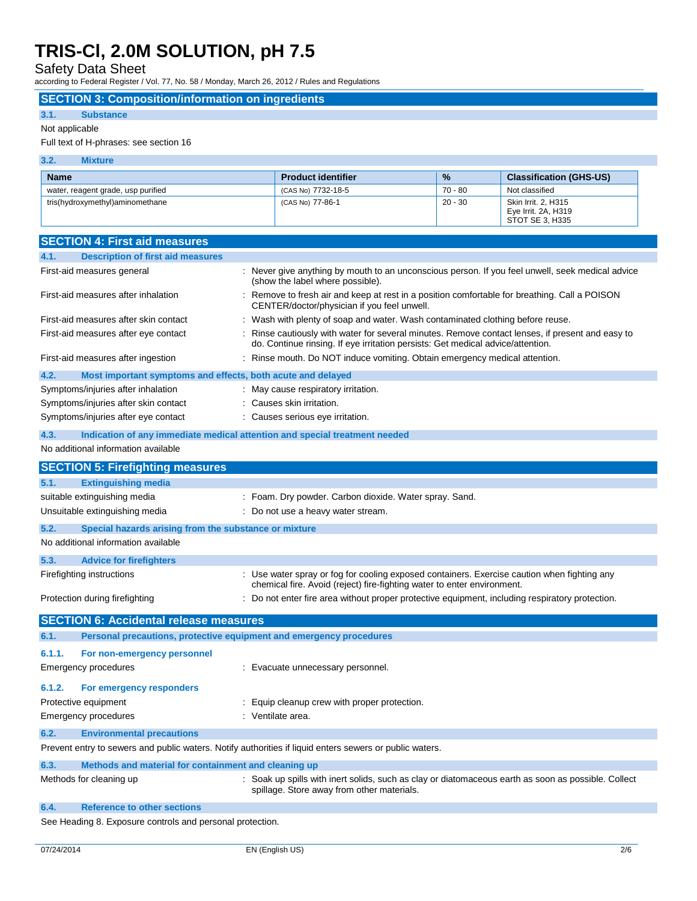## SECTION 3: Composition/information on ingredients

### 3.1. Substance

Not applicable

Full text of H-phrases: see section 16

### 3.2. Mixture

| Name | Product identifier | % | Classification (GHS-US) |
|---|---|---|---|
| water, reagent grade, usp purified | (CAS No) 7732-18-5 | 70 - 80 | Not classified |
| tris(hydroxymethyl)aminomethane | (CAS No) 77-86-1 | 20 - 30 | Skin Irrit. 2, H315<br>Eye Irrit. 2A, H319<br>STOT SE 3, H335 |

## SECTION 4: First aid measures

### 4.1. Description of first aid measures

First-aid measures general : Never give anything by mouth to an unconscious person. If you feel unwell, seek medical advice (show the label where possible).

First-aid measures after inhalation : Remove to fresh air and keep at rest in a position comfortable for breathing. Call a POISON CENTER/doctor/physician if you feel unwell.

First-aid measures after skin contact : Wash with plenty of soap and water. Wash contaminated clothing before reuse.

First-aid measures after eye contact : Rinse cautiously with water for several minutes. Remove contact lenses, if present and easy to do. Continue rinsing. If eye irritation persists: Get medical advice/attention.

First-aid measures after ingestion : Rinse mouth. Do NOT induce vomiting. Obtain emergency medical attention.

### 4.2. Most important symptoms and effects, both acute and delayed

Symptoms/injuries after inhalation : May cause respiratory irritation.

Symptoms/injuries after skin contact : Causes skin irritation.

Symptoms/injuries after eye contact : Causes serious eye irritation.

### 4.3. Indication of any immediate medical attention and special treatment needed

No additional information available

## SECTION 5: Firefighting measures

### 5.1. Extinguishing media

suitable extinguishing media : Foam. Dry powder. Carbon dioxide. Water spray. Sand.

Unsuitable extinguishing media : Do not use a heavy water stream.

### 5.2. Special hazards arising from the substance or mixture

No additional information available

### 5.3. Advice for firefighters

Firefighting instructions : Use water spray or fog for cooling exposed containers. Exercise caution when fighting any chemical fire. Avoid (reject) fire-fighting water to enter environment.

Protection during firefighting : Do not enter fire area without proper protective equipment, including respiratory protection.

## SECTION 6: Accidental release measures

### 6.1. Personal precautions, protective equipment and emergency procedures

#### 6.1.1. For non-emergency personnel

Emergency procedures : Evacuate unnecessary personnel.

#### 6.1.2. For emergency responders

Protective equipment : Equip cleanup crew with proper protection.

Emergency procedures : Ventilate area.

### 6.2. Environmental precautions

Prevent entry to sewers and public waters. Notify authorities if liquid enters sewers or public waters.

### 6.3. Methods and material for containment and cleaning up

Methods for cleaning up : Soak up spills with inert solids, such as clay or diatomaceous earth as soon as possible. Collect spillage. Store away from other materials.

### 6.4. Reference to other sections

See Heading 8. Exposure controls and personal protection.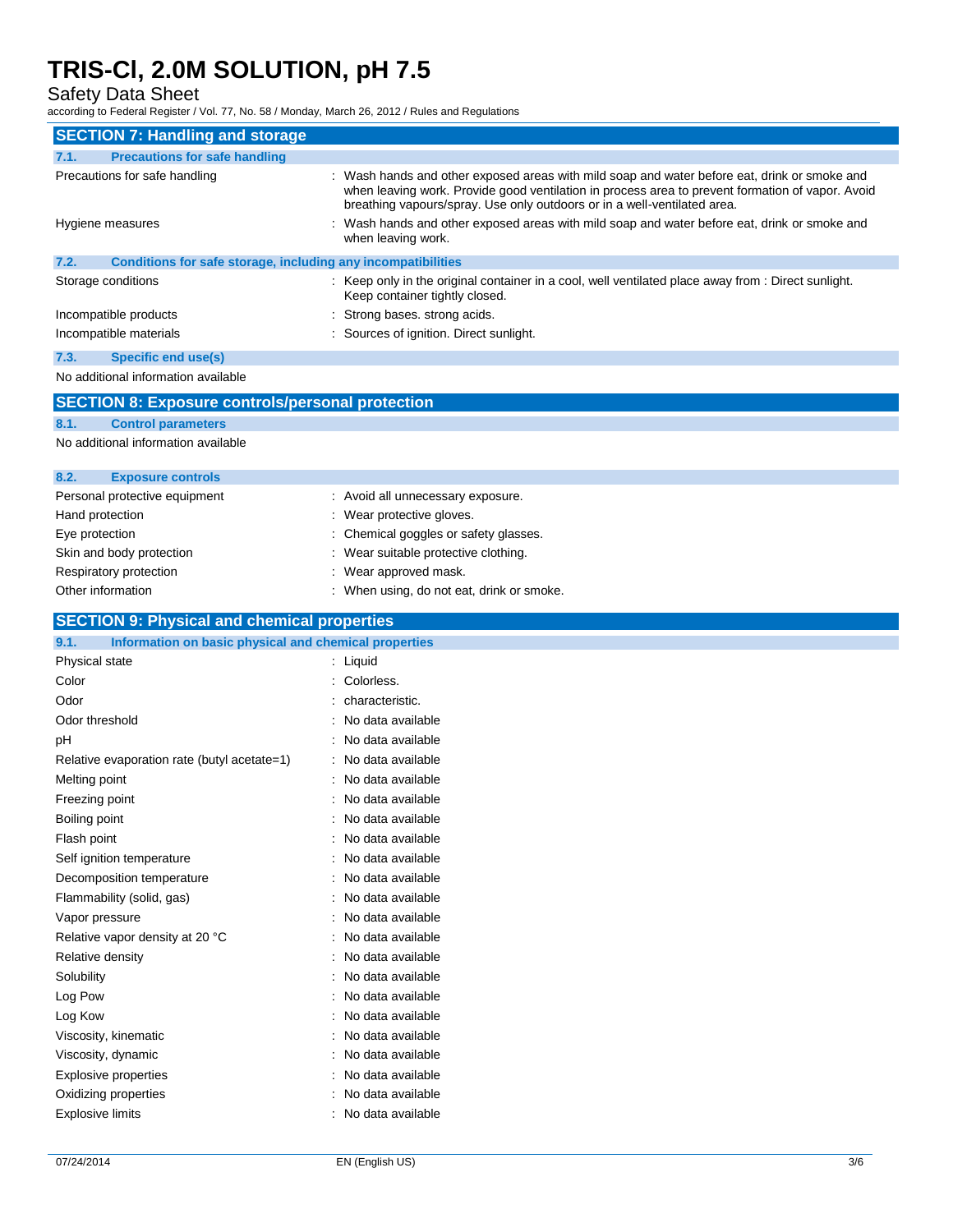## SECTION 7: Handling and storage

### 7.1. Precautions for safe handling

| | |
|---|---|
| Precautions for safe handling | : Wash hands and other exposed areas with mild soap and water before eat, drink or smoke and when leaving work. Provide good ventilation in process area to prevent formation of vapor. Avoid breathing vapours/spray. Use only outdoors or in a well-ventilated area. |
| Hygiene measures | : Wash hands and other exposed areas with mild soap and water before eat, drink or smoke and when leaving work. |

### 7.2. Conditions for safe storage, including any incompatibilities

| | |
|---|---|
| Storage conditions | : Keep only in the original container in a cool, well ventilated place away from : Direct sunlight. Keep container tightly closed. |
| Incompatible products | : Strong bases. strong acids. |
| Incompatible materials | : Sources of ignition. Direct sunlight. |

### 7.3. Specific end use(s)

No additional information available

## SECTION 8: Exposure controls/personal protection

### 8.1. Control parameters

No additional information available

### 8.2. Exposure controls

| | |
|---|---|
| Personal protective equipment | : Avoid all unnecessary exposure. |
| Hand protection | : Wear protective gloves. |
| Eye protection | : Chemical goggles or safety glasses. |
| Skin and body protection | : Wear suitable protective clothing. |
| Respiratory protection | : Wear approved mask. |
| Other information | : When using, do not eat, drink or smoke. |

## SECTION 9: Physical and chemical properties

### 9.1. Information on basic physical and chemical properties

| | |
|---|---|
| Physical state | : Liquid |
| Color | : Colorless. |
| Odor | : characteristic. |
| Odor threshold | : No data available |
| pH | : No data available |
| Relative evaporation rate (butyl acetate=1) | : No data available |
| Melting point | : No data available |
| Freezing point | : No data available |
| Boiling point | : No data available |
| Flash point | : No data available |
| Self ignition temperature | : No data available |
| Decomposition temperature | : No data available |
| Flammability (solid, gas) | : No data available |
| Vapor pressure | : No data available |
| Relative vapor density at 20 °C | : No data available |
| Relative density | : No data available |
| Solubility | : No data available |
| Log Pow | : No data available |
| Log Kow | : No data available |
| Viscosity, kinematic | : No data available |
| Viscosity, dynamic | : No data available |
| Explosive properties | : No data available |
| Oxidizing properties | : No data available |
| Explosive limits | : No data available |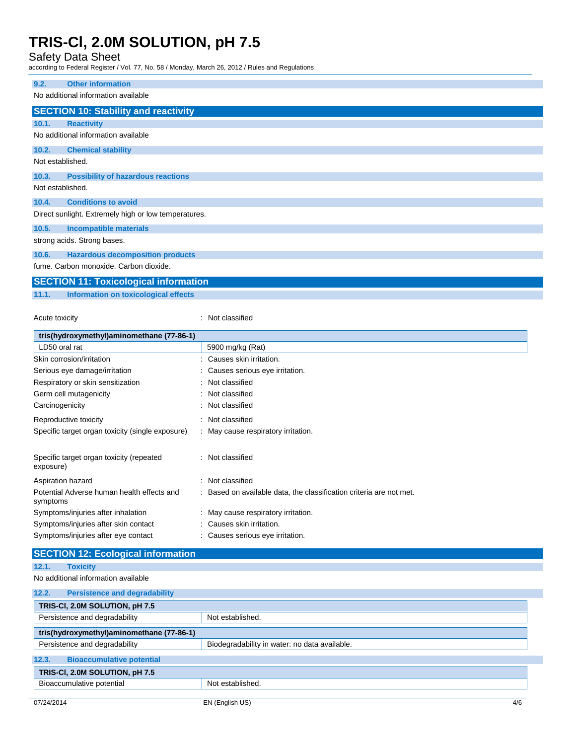### 9.2. Other information

No additional information available

## SECTION 10: Stability and reactivity

### 10.1. Reactivity

No additional information available

### 10.2. Chemical stability

Not established.

### 10.3. Possibility of hazardous reactions

Not established.

### 10.4. Conditions to avoid

Direct sunlight. Extremely high or low temperatures.

### 10.5. Incompatible materials

strong acids. Strong bases.

### 10.6. Hazardous decomposition products

fume. Carbon monoxide. Carbon dioxide.

## SECTION 11: Toxicological information

### 11.1. Information on toxicological effects

Acute toxicity : Not classified

| tris(hydroxymethyl)aminomethane (77-86-1) | |
|---|---|
| LD50 oral rat | 5900 mg/kg (Rat) |

Skin corrosion/irritation : Causes skin irritation.

Serious eye damage/irritation : Causes serious eye irritation.

Respiratory or skin sensitization : Not classified

Germ cell mutagenicity : Not classified

Carcinogenicity : Not classified

Reproductive toxicity : Not classified

Specific target organ toxicity (single exposure) : May cause respiratory irritation.

Specific target organ toxicity (repeated exposure) : Not classified

Aspiration hazard : Not classified

Potential Adverse human health effects and symptoms : Based on available data, the classification criteria are not met.

Symptoms/injuries after inhalation : May cause respiratory irritation.

Symptoms/injuries after skin contact : Causes skin irritation.

Symptoms/injuries after eye contact : Causes serious eye irritation.

## SECTION 12: Ecological information

### 12.1. Toxicity

No additional information available

### 12.2. Persistence and degradability

| TRIS-Cl, 2.0M SOLUTION, pH 7.5 | |
|---|---|
| Persistence and degradability | Not established. |

| tris(hydroxymethyl)aminomethane (77-86-1) | |
|---|---|
| Persistence and degradability | Biodegradability in water: no data available. |

### 12.3. Bioaccumulative potential

| TRIS-Cl, 2.0M SOLUTION, pH 7.5 | |
|---|---|
| Bioaccumulative potential | Not established. |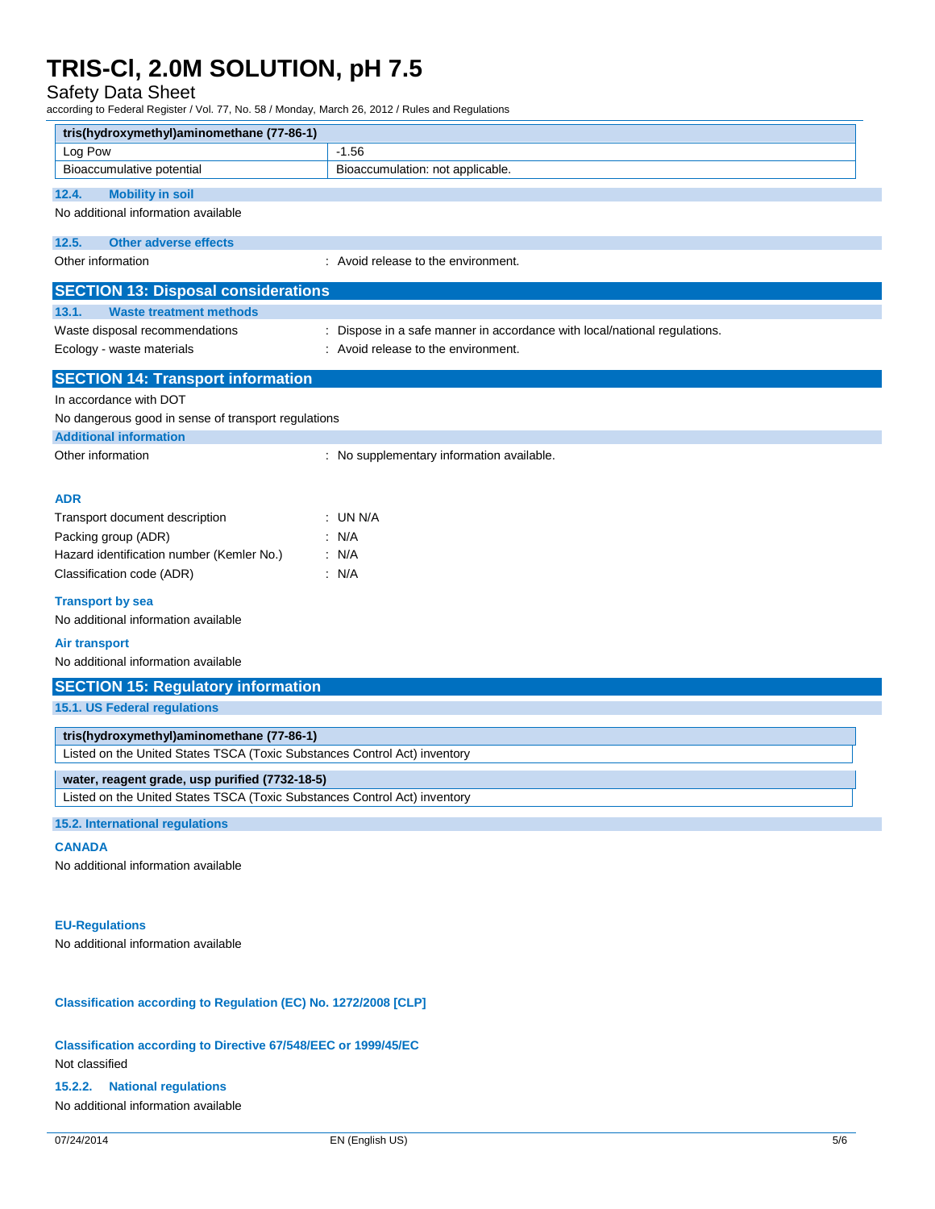| tris(hydroxymethyl)aminomethane (77-86-1) | |
|---|---|
| Log Pow | -1.56 |
| Bioaccumulative potential | Bioaccumulation: not applicable. |

### 12.4. Mobility in soil

No additional information available

### 12.5. Other adverse effects

Other information : Avoid release to the environment.

## SECTION 13: Disposal considerations

### 13.1. Waste treatment methods

Waste disposal recommendations : Dispose in a safe manner in accordance with local/national regulations.

Ecology - waste materials : Avoid release to the environment.

## SECTION 14: Transport information

In accordance with DOT

No dangerous good in sense of transport regulations

### Additional information

Other information : No supplementary information available.

#### ADR

Transport document description : UN N/A

Packing group (ADR) : N/A

Hazard identification number (Kemler No.) : N/A

Classification code (ADR) : N/A

#### Transport by sea

No additional information available

#### Air transport

No additional information available

## SECTION 15: Regulatory information

### 15.1. US Federal regulations

| tris(hydroxymethyl)aminomethane (77-86-1) |
|---|
| Listed on the United States TSCA (Toxic Substances Control Act) inventory |

| water, reagent grade, usp purified (7732-18-5) |
|---|
| Listed on the United States TSCA (Toxic Substances Control Act) inventory |

### 15.2. International regulations

#### CANADA

No additional information available

#### EU-Regulations

No additional information available

#### Classification according to Regulation (EC) No. 1272/2008 [CLP]

#### Classification according to Directive 67/548/EEC or 1999/45/EC

Not classified

#### 15.2.2. National regulations

No additional information available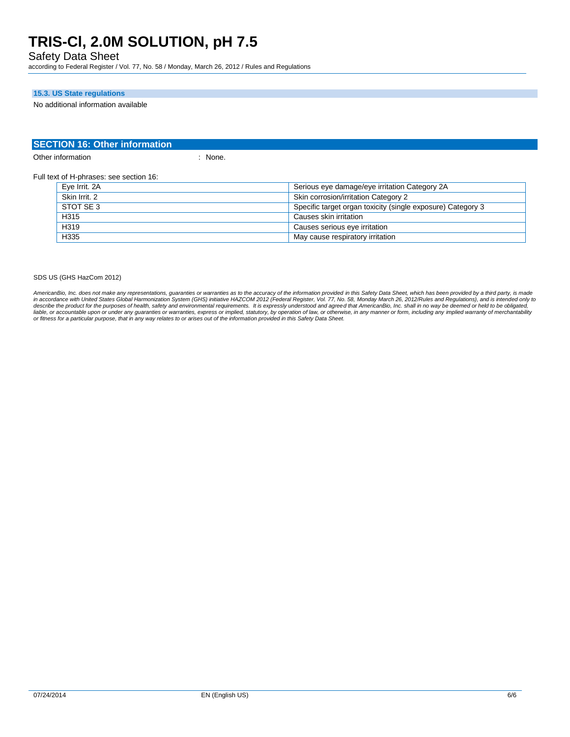### 15.3. US State regulations

No additional information available

## SECTION 16: Other information

Other information : None.

Full text of H-phrases: see section 16:

| | |
|---|---|
| Eye Irrit. 2A | Serious eye damage/eye irritation Category 2A |
| Skin Irrit. 2 | Skin corrosion/irritation Category 2 |
| STOT SE 3 | Specific target organ toxicity (single exposure) Category 3 |
| H315 | Causes skin irritation |
| H319 | Causes serious eye irritation |
| H335 | May cause respiratory irritation |

SDS US (GHS HazCom 2012)

*AmericanBio, Inc. does not make any representations, guaranties or warranties as to the accuracy of the information provided in this Safety Data Sheet, which has been provided by a third party, is made in accordance with United States Global Harmonization System (GHS) initiative HAZCOM 2012 (Federal Register, Vol. 77, No. 58, Monday March 26, 2012/Rules and Regulations), and is intended only to describe the product for the purposes of health, safety and environmental requirements. It is expressly understood and agreed that AmericanBio, Inc. shall in no way be deemed or held to be obligated, liable, or accountable upon or under any guaranties or warranties, express or implied, statutory, by operation of law, or otherwise, in any manner or form, including any implied warranty of merchantability or fitness for a particular purpose, that in any way relates to or arises out of the information provided in this Safety Data Sheet.*